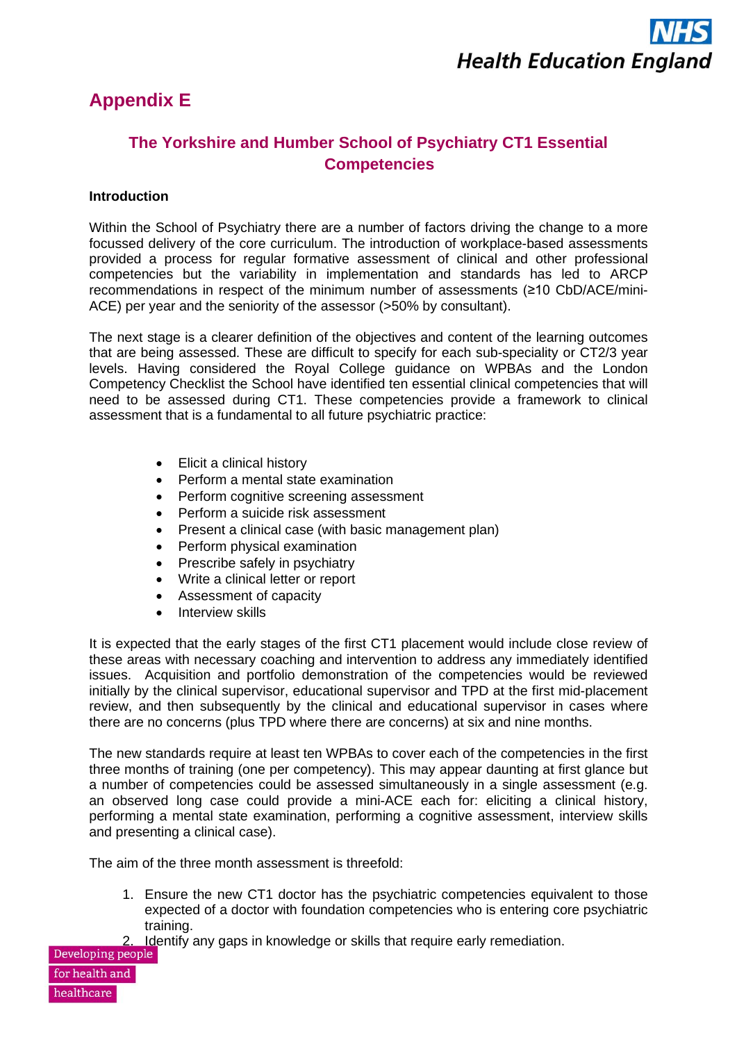# Appendix E

## The Yorkshire and Humber School of Psychiatry CT1 Essential Competencies

**Introduction**

Within the School of Psychiatry there are a number of factors driving the change to a more focussed delivery of the core curriculum. The introduction of workplace-based assessments provided a process for regular formative assessment of clinical and other professional competencies but the variability in implementation and standards has led to ARCP recommendations in respect of the minimum number of assessments (≥10 CbD/ACE/mini-ACE) per year and the seniority of the assessor (>50% by consultant).

The next stage is a clearer definition of the objectives and content of the learning outcomes that are being assessed. These are difficult to specify for each sub-speciality or CT2/3 year levels. Having considered the Royal College guidance on WPBAs and the London Competency Checklist the School have identified ten essential clinical competencies that will need to be assessed during CT1. These competencies provide a framework to clinical assessment that is a fundamental to all future psychiatric practice:

- Elicit a clinical history
- Perform a mental state examination
- Perform cognitive screening assessment
- Perform a suicide risk assessment
- Present a clinical case (with basic management plan)
- Perform physical examination
- Prescribe safely in psychiatry
- Write a clinical letter or report
- Assessment of capacity
- Interview skills

It is expected that the early stages of the first CT1 placement would include close review of these areas with necessary coaching and intervention to address any immediately identified issues. Acquisition and portfolio demonstration of the competencies would be reviewed initially by the clinical supervisor, educational supervisor and TPD at the first mid-placement review, and then subsequently by the clinical and educational supervisor in cases where there are no concerns (plus TPD where there are concerns) at six and nine months.

The new standards require at least ten WPBAs to cover each of the competencies in the first three months of training (one per competency). This may appear daunting at first glance but a number of competencies could be assessed simultaneously in a single assessment (e.g. an observed long case could provide a mini-ACE each for: eliciting a clinical history, performing a mental state examination, performing a cognitive assessment, interview skills and presenting a clinical case).

The aim of the three month assessment is threefold:

1. Ensure the new CT1 doctor has the psychiatric competencies equivalent to those expected of a doctor with foundation competencies who is entering core psychiatric training.
2. Identify any gaps in knowledge or skills that require early remediation.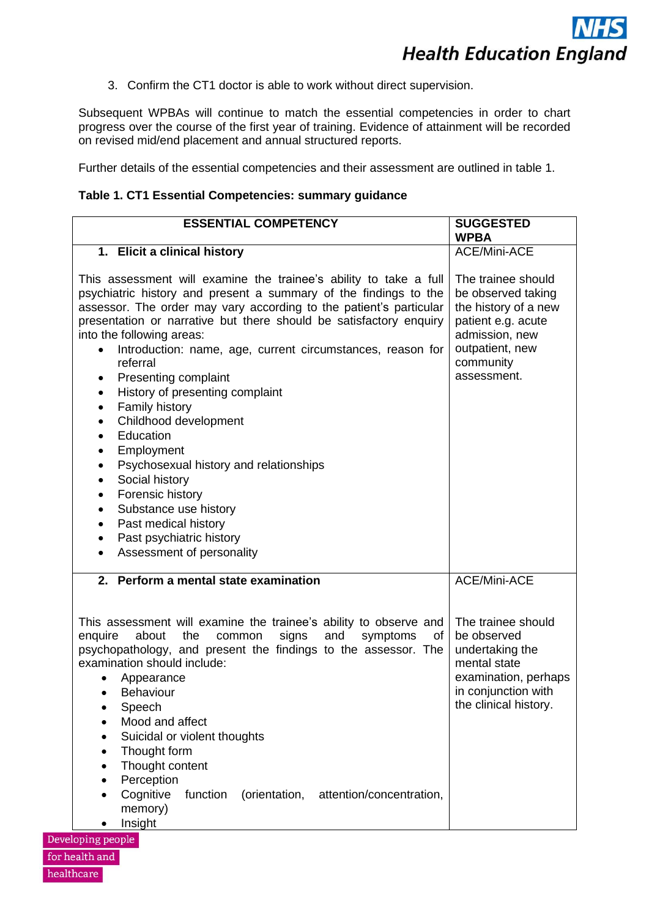3. Confirm the CT1 doctor is able to work without direct supervision.

Subsequent WPBAs will continue to match the essential competencies in order to chart progress over the course of the first year of training. Evidence of attainment will be recorded on revised mid/end placement and annual structured reports.

Further details of the essential competencies and their assessment are outlined in table 1.

**Table 1. CT1 Essential Competencies: summary guidance**

| ESSENTIAL COMPETENCY | SUGGESTED WPBA |
|---|---|
| **1. Elicit a clinical history**<br><br>This assessment will examine the trainee's ability to take a full psychiatric history and present a summary of the findings to the assessor. The order may vary according to the patient's particular presentation or narrative but there should be satisfactory enquiry into the following areas:<br>• Introduction: name, age, current circumstances, reason for referral<br>• Presenting complaint<br>• History of presenting complaint<br>• Family history<br>• Childhood development<br>• Education<br>• Employment<br>• Psychosexual history and relationships<br>• Social history<br>• Forensic history<br>• Substance use history<br>• Past medical history<br>• Past psychiatric history<br>• Assessment of personality | ACE/Mini-ACE<br><br>The trainee should be observed taking the history of a new patient e.g. acute admission, new outpatient, new community assessment. |
| **2. Perform a mental state examination**<br><br>This assessment will examine the trainee's ability to observe and enquire about the common signs and symptoms of psychopathology, and present the findings to the assessor. The examination should include:<br>• Appearance<br>• Behaviour<br>• Speech<br>• Mood and affect<br>• Suicidal or violent thoughts<br>• Thought form<br>• Thought content<br>• Perception<br>• Cognitive function (orientation, attention/concentration, memory)<br>• Insight | ACE/Mini-ACE<br><br>The trainee should be observed undertaking the mental state examination, perhaps in conjunction with the clinical history. |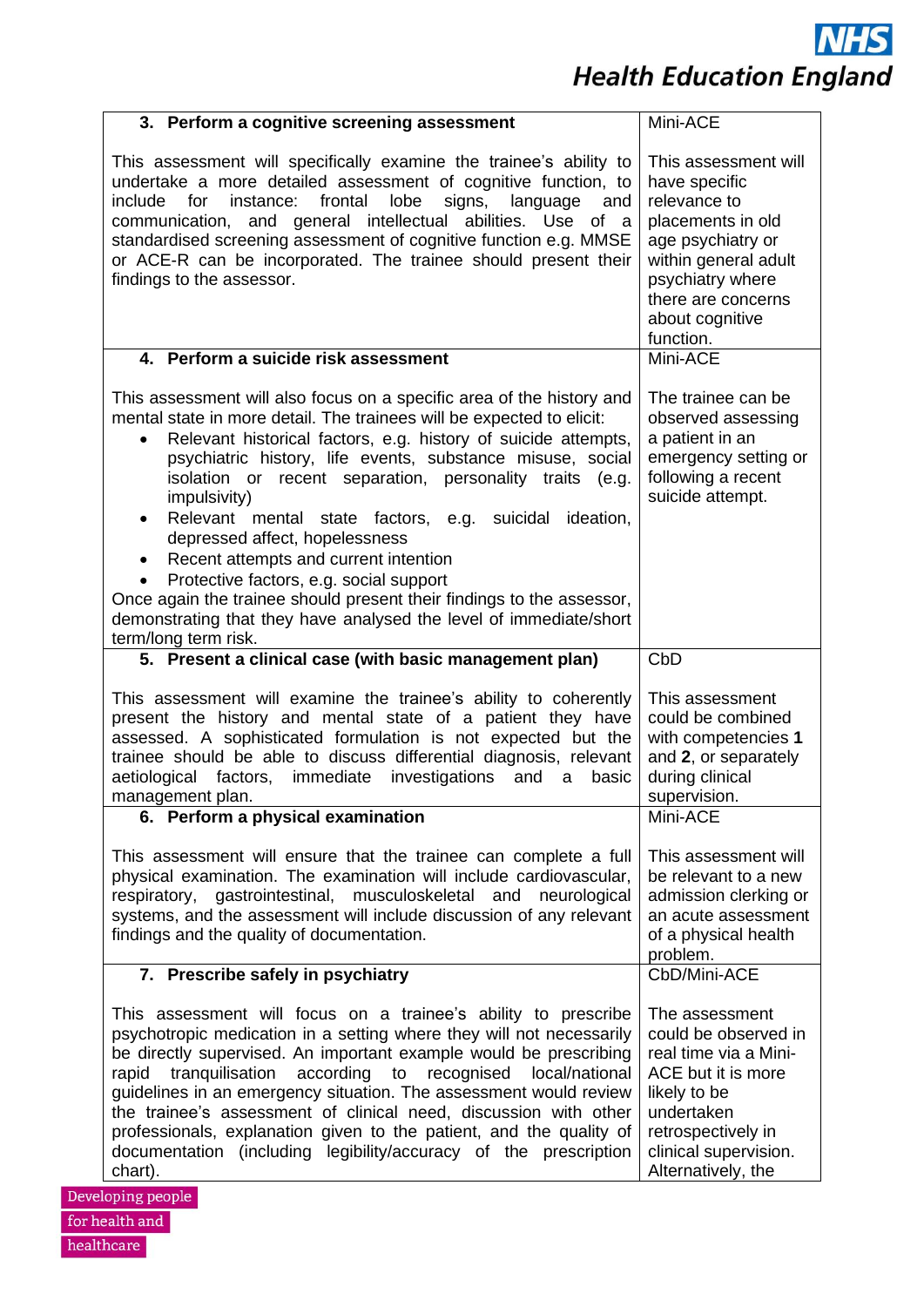| 3. **Perform a cognitive screening assessment**<br><br>This assessment will specifically examine the trainee's ability to undertake a more detailed assessment of cognitive function, to include for instance: frontal lobe signs, language and communication, and general intellectual abilities. Use of a standardised screening assessment of cognitive function e.g. MMSE or ACE-R can be incorporated. The trainee should present their findings to the assessor. | Mini-ACE<br><br>This assessment will have specific relevance to placements in old age psychiatry or within general adult psychiatry where there are concerns about cognitive function. |
|---|---|
| 4. **Perform a suicide risk assessment**<br><br>This assessment will also focus on a specific area of the history and mental state in more detail. The trainees will be expected to elicit:<br>• Relevant historical factors, e.g. history of suicide attempts, psychiatric history, life events, substance misuse, social isolation or recent separation, personality traits (e.g. impulsivity)<br>• Relevant mental state factors, e.g. suicidal ideation, depressed affect, hopelessness<br>• Recent attempts and current intention<br>• Protective factors, e.g. social support<br>Once again the trainee should present their findings to the assessor, demonstrating that they have analysed the level of immediate/short term/long term risk. | Mini-ACE<br><br>The trainee can be observed assessing a patient in an emergency setting or following a recent suicide attempt. |
| 5. **Present a clinical case (with basic management plan)**<br><br>This assessment will examine the trainee's ability to coherently present the history and mental state of a patient they have assessed. A sophisticated formulation is not expected but the trainee should be able to discuss differential diagnosis, relevant aetiological factors, immediate investigations and a basic management plan. | CbD<br><br>This assessment could be combined with competencies **1** and **2**, or separately during clinical supervision. |
| 6. **Perform a physical examination**<br><br>This assessment will ensure that the trainee can complete a full physical examination. The examination will include cardiovascular, respiratory, gastrointestinal, musculoskeletal and neurological systems, and the assessment will include discussion of any relevant findings and the quality of documentation. | Mini-ACE<br><br>This assessment will be relevant to a new admission clerking or an acute assessment of a physical health problem. |
| 7. **Prescribe safely in psychiatry**<br><br>This assessment will focus on a trainee's ability to prescribe psychotropic medication in a setting where they will not necessarily be directly supervised. An important example would be prescribing rapid tranquilisation according to recognised local/national guidelines in an emergency situation. The assessment would review the trainee's assessment of clinical need, discussion with other professionals, explanation given to the patient, and the quality of documentation (including legibility/accuracy of the prescription chart). | CbD/Mini-ACE<br><br>The assessment could be observed in real time via a Mini-ACE but it is more likely to be undertaken retrospectively in clinical supervision. Alternatively, the |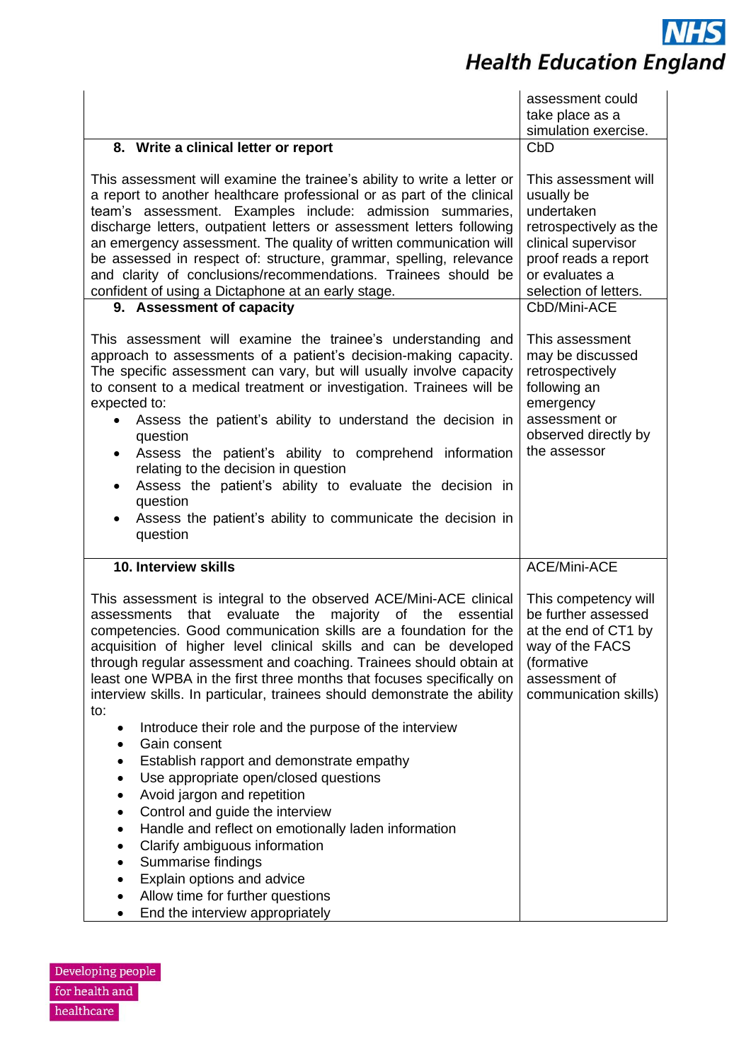| | |
|---|---|
| | assessment could take place as a simulation exercise. |
| **8. Write a clinical letter or report**<br><br>This assessment will examine the trainee's ability to write a letter or a report to another healthcare professional or as part of the clinical team's assessment. Examples include: admission summaries, discharge letters, outpatient letters or assessment letters following an emergency assessment. The quality of written communication will be assessed in respect of: structure, grammar, spelling, relevance and clarity of conclusions/recommendations. Trainees should be confident of using a Dictaphone at an early stage. | CbD<br><br>This assessment will usually be undertaken retrospectively as the clinical supervisor proof reads a report or evaluates a selection of letters. |
| **9. Assessment of capacity**<br><br>This assessment will examine the trainee's understanding and approach to assessments of a patient's decision-making capacity. The specific assessment can vary, but will usually involve capacity to consent to a medical treatment or investigation. Trainees will be expected to:<br>• Assess the patient's ability to understand the decision in question<br>• Assess the patient's ability to comprehend information relating to the decision in question<br>• Assess the patient's ability to evaluate the decision in question<br>• Assess the patient's ability to communicate the decision in question | CbD/Mini-ACE<br><br>This assessment may be discussed retrospectively following an emergency assessment or observed directly by the assessor |
| **10. Interview skills**<br><br>This assessment is integral to the observed ACE/Mini-ACE clinical assessments that evaluate the majority of the essential competencies. Good communication skills are a foundation for the acquisition of higher level clinical skills and can be developed through regular assessment and coaching. Trainees should obtain at least one WPBA in the first three months that focuses specifically on interview skills. In particular, trainees should demonstrate the ability to:<br>• Introduce their role and the purpose of the interview<br>• Gain consent<br>• Establish rapport and demonstrate empathy<br>• Use appropriate open/closed questions<br>• Avoid jargon and repetition<br>• Control and guide the interview<br>• Handle and reflect on emotionally laden information<br>• Clarify ambiguous information<br>• Summarise findings<br>• Explain options and advice<br>• Allow time for further questions<br>• End the interview appropriately | ACE/Mini-ACE<br><br>This competency will be further assessed at the end of CT1 by way of the FACS (formative assessment of communication skills) |